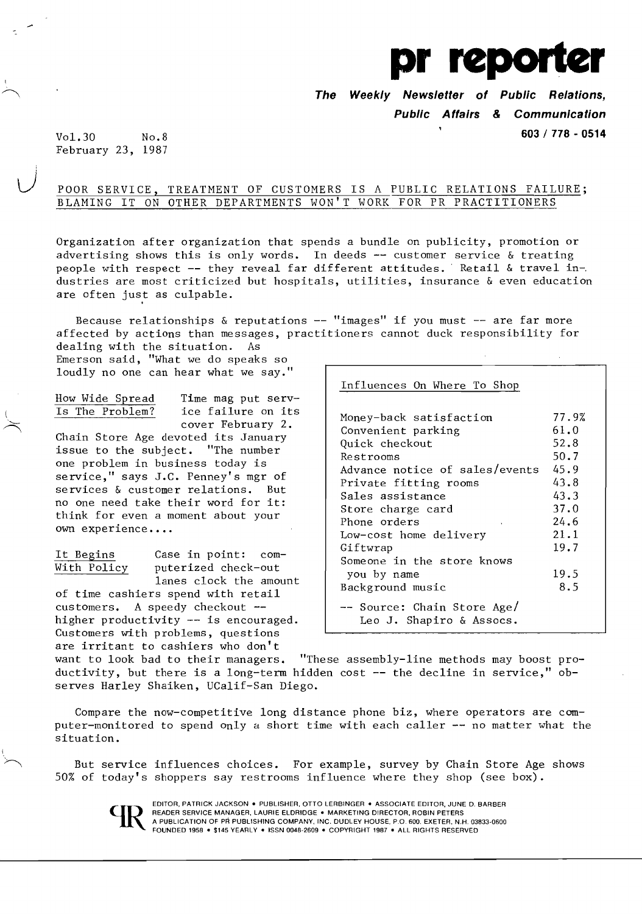# pr reporter

**The Weekly Newsletter of Public Relations, Public Affairs & Communication**

**603 / 778 - 0514**

Vol.30 No.8
February 23, 1987

## POOR SERVICE, TREATMENT OF CUSTOMERS IS A PUBLIC RELATIONS FAILURE; BLAMING IT ON OTHER DEPARTMENTS WON'T WORK FOR PR PRACTITIONERS

Organization after organization that spends a bundle on publicity, promotion or advertising shows this is only words. In deeds -- customer service & treating people with respect -- they reveal far different attitudes. Retail & travel industries are most criticized but hospitals, utilities, insurance & even education are often just as culpable.

Because relationships & reputations -- "images" if you must -- are far more affected by actions than messages, practitioners cannot duck responsibility for dealing with the situation. As Emerson said, "What we do speaks so loudly no one can hear what we say."

**How Wide Spread Is The Problem?** Time mag put service failure on its cover February 2. Chain Store Age devoted its January issue to the subject. "The number one problem in business today is service," says J.C. Penney's mgr of services & customer relations. But no one need take their word for it: think for even a moment about your own experience....

**It Begins With Policy** Case in point: computerized check-out lanes clock the amount of time cashiers spend with retail customers. A speedy checkout -- higher productivity -- is encouraged. Customers with problems, questions are irritant to cashiers who don't want to look bad to their managers. "These assembly-line methods may boost productivity, but there is a long-term hidden cost -- the decline in service," observes Harley Shaiken, UCalif-San Diego.

Compare the now-competitive long distance phone biz, where operators are computer-monitored to spend only a short time with each caller -- no matter what the situation.

But service influences choices. For example, survey by Chain Store Age shows 50% of today's shoppers say restrooms influence where they shop (see box).

**Influences On Where To Shop**

| Influence | % |
|---|---|
| Money-back satisfaction | 77.9% |
| Convenient parking | 61.0 |
| Quick checkout | 52.8 |
| Restrooms | 50.7 |
| Advance notice of sales/events | 45.9 |
| Private fitting rooms | 43.8 |
| Sales assistance | 43.3 |
| Store charge card | 37.0 |
| Phone orders | 24.6 |
| Low-cost home delivery | 21.1 |
| Giftwrap | 19.7 |
| Someone in the store knows you by name | 19.5 |
| Background music | 8.5 |

-- Source: Chain Store Age/ Leo J. Shapiro & Assocs.

EDITOR, PATRICK JACKSON • PUBLISHER, OTTO LERBINGER • ASSOCIATE EDITOR, JUNE D. BARBER
READER SERVICE MANAGER, LAURIE ELDRIDGE • MARKETING DIRECTOR, ROBIN PETERS
A PUBLICATION OF PR PUBLISHING COMPANY, INC. DUDLEY HOUSE, P.O. 600, EXETER, N.H. 03833-0600
FOUNDED 1958 • $145 YEARLY • ISSN 0048-2609 • COPYRIGHT 1987 • ALL RIGHTS RESERVED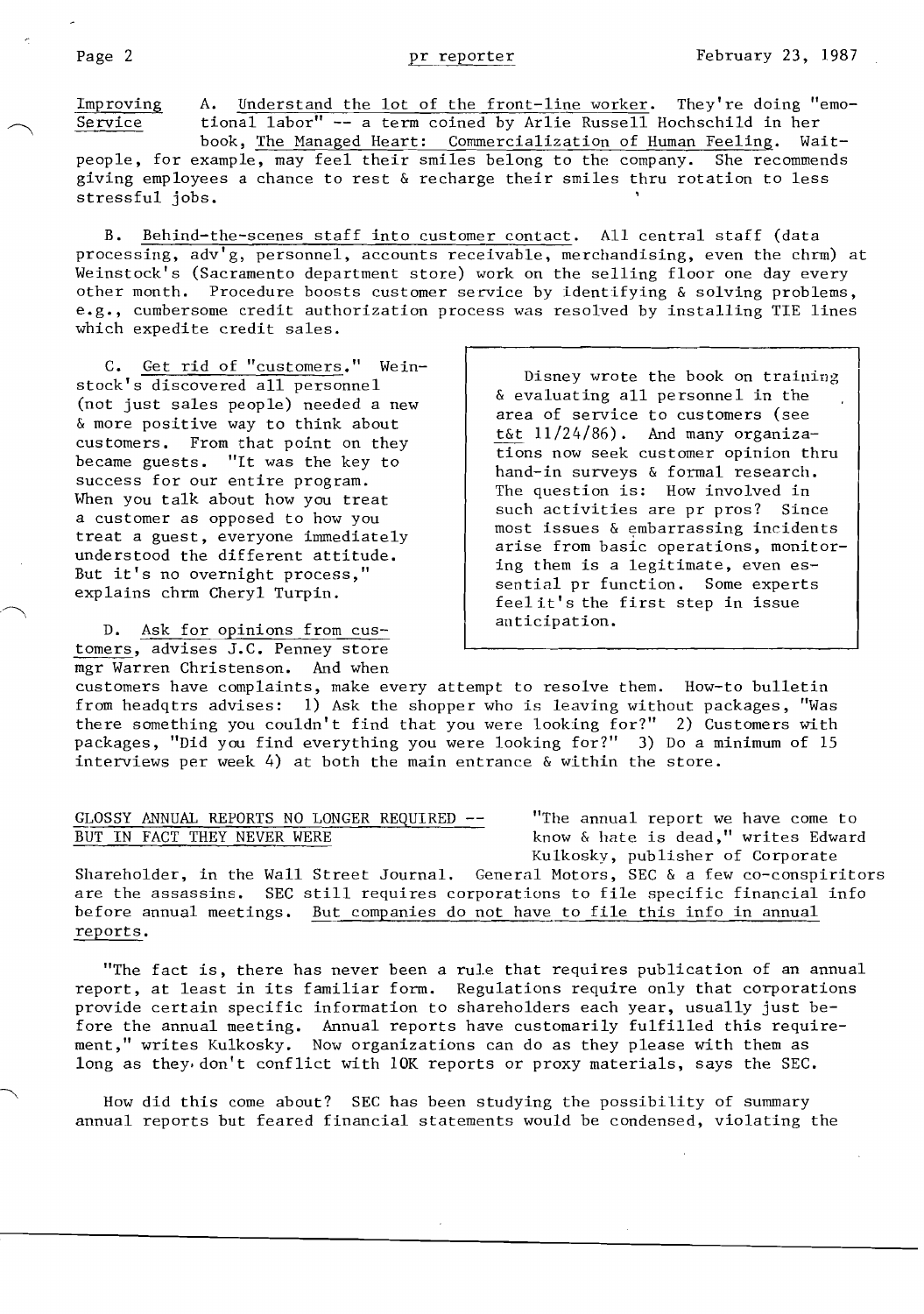**Improving Service**

A. Understand the lot of the front-line worker. They're doing "emotional labor" -- a term coined by Arlie Russell Hochschild in her book, The Managed Heart: Commercialization of Human Feeling. Waitpeople, for example, may feel their smiles belong to the company. She recommends giving employees a chance to rest & recharge their smiles thru rotation to less stressful jobs.

B. Behind-the-scenes staff into customer contact. All central staff (data processing, adv'g, personnel, accounts receivable, merchandising, even the chrm) at Weinstock's (Sacramento department store) work on the selling floor one day every other month. Procedure boosts customer service by identifying & solving problems, e.g., cumbersome credit authorization process was resolved by installing TIE lines which expedite credit sales.

C. Get rid of "customers." Weinstock's discovered all personnel (not just sales people) needed a new & more positive way to think about customers. From that point on they became guests. "It was the key to success for our entire program. When you talk about how you treat a customer as opposed to how you treat a guest, everyone immediately understood the different attitude. But it's no overnight process," explains chrm Cheryl Turpin.

> Disney wrote the book on training & evaluating all personnel in the area of service to customers (see t&t 11/24/86). And many organizations now seek customer opinion thru hand-in surveys & formal research. The question is: How involved in such activities are pr pros? Since most issues & embarrassing incidents arise from basic operations, monitoring them is a legitimate, even essential pr function. Some experts feel it's the first step in issue anticipation.

D. Ask for opinions from customers, advises J.C. Penney store mgr Warren Christenson. And when customers have complaints, make every attempt to resolve them. How-to bulletin from headqtrs advises: 1) Ask the shopper who is leaving without packages, "Was there something you couldn't find that you were looking for?" 2) Customers with packages, "Did you find everything you were looking for?" 3) Do a minimum of 15 interviews per week 4) at both the main entrance & within the store.

## GLOSSY ANNUAL REPORTS NO LONGER REQUIRED -- BUT IN FACT THEY NEVER WERE

"The annual report we have come to know & hate is dead," writes Edward Kulkosky, publisher of Corporate Shareholder, in the Wall Street Journal. General Motors, SEC & a few co-conspiritors are the assassins. SEC still requires corporations to file specific financial info before annual meetings. But companies do not have to file this info in annual reports.

"The fact is, there has never been a rule that requires publication of an annual report, at least in its familiar form. Regulations require only that corporations provide certain specific information to shareholders each year, usually just before the annual meeting. Annual reports have customarily fulfilled this requirement," writes Kulkosky. Now organizations can do as they please with them as long as they don't conflict with 10K reports or proxy materials, says the SEC.

How did this come about? SEC has been studying the possibility of summary annual reports but feared financial statements would be condensed, violating the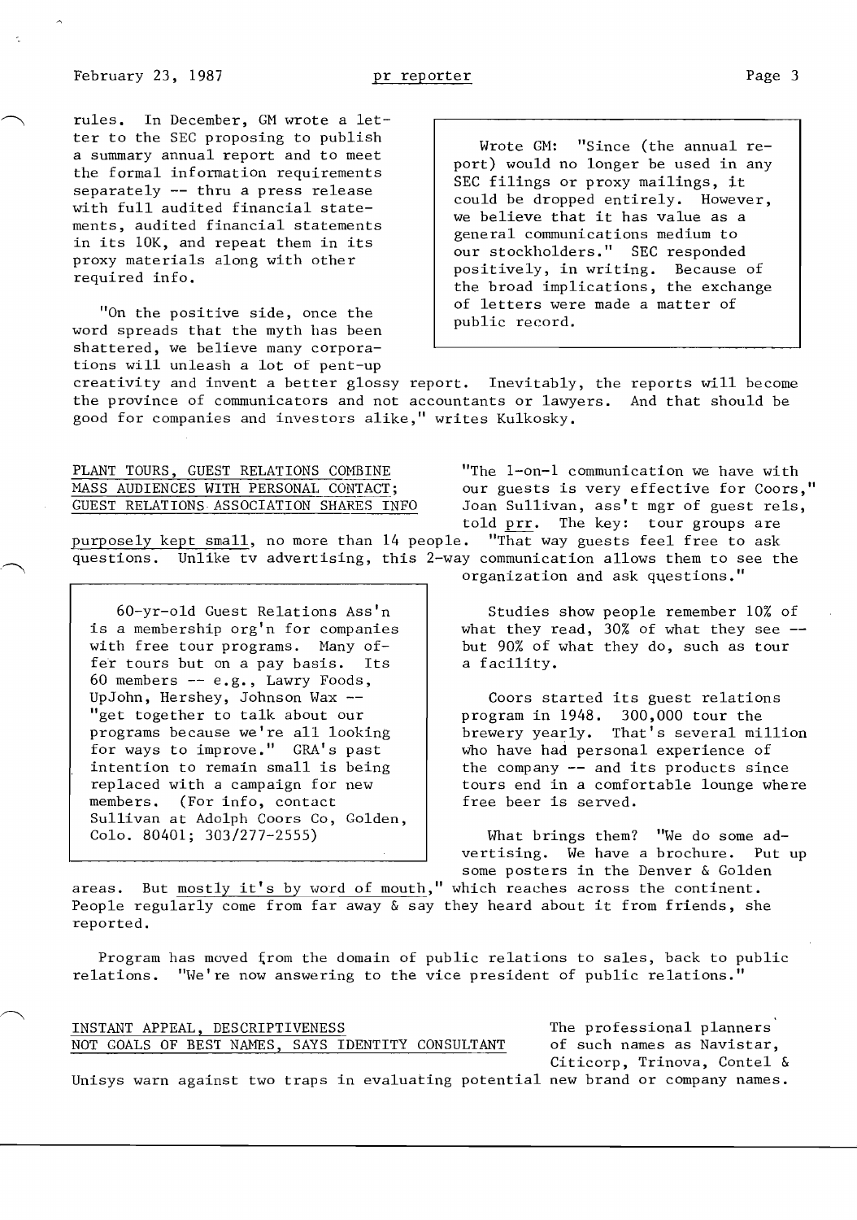rules. In December, GM wrote a letter to the SEC proposing to publish a summary annual report and to meet the formal information requirements separately -- thru a press release with full audited financial statements, audited financial statements in its 10K, and repeat them in its proxy materials along with other required info.

> Wrote GM: "Since (the annual report) would no longer be used in any SEC filings or proxy mailings, it could be dropped entirely. However, we believe that it has value as a general communications medium to our stockholders." SEC responded positively, in writing. Because of the broad implications, the exchange of letters were made a matter of public record.

"On the positive side, once the word spreads that the myth has been shattered, we believe many corporations will unleash a lot of pent-up creativity and invent a better glossy report. Inevitably, the reports will become the province of communicators and not accountants or lawyers. And that should be good for companies and investors alike," writes Kulkosky.

## PLANT TOURS, GUEST RELATIONS COMBINE MASS AUDIENCES WITH PERSONAL CONTACT; GUEST RELATIONS ASSOCIATION SHARES INFO

"The 1-on-1 communication we have with our guests is very effective for Coors," Joan Sullivan, ass't mgr of guest rels, told prr. The key: tour groups are purposely kept small, no more than 14 people. "That way guests feel free to ask questions. Unlike tv advertising, this 2-way communication allows them to see the organization and ask questions."

> 60-yr-old Guest Relations Ass'n is a membership org'n for companies with free tour programs. Many offer tours but on a pay basis. Its 60 members -- e.g., Lawry Foods, UpJohn, Hershey, Johnson Wax -- "get together to talk about our programs because we're all looking for ways to improve." GRA's past intention to remain small is being replaced with a campaign for new members. (For info, contact Sullivan at Adolph Coors Co, Golden, Colo. 80401; 303/277-2555)

Studies show people remember 10% of what they read, 30% of what they see -- but 90% of what they do, such as tour a facility.

Coors started its guest relations program in 1948. 300,000 tour the brewery yearly. That's several million who have had personal experience of the company -- and its products since tours end in a comfortable lounge where free beer is served.

What brings them? "We do some advertising. We have a brochure. Put up some posters in the Denver & Golden areas. But mostly it's by word of mouth," which reaches across the continent. People regularly come from far away & say they heard about it from friends, she reported.

Program has moved from the domain of public relations to sales, back to public relations. "We're now answering to the vice president of public relations."

## INSTANT APPEAL, DESCRIPTIVENESS NOT GOALS OF BEST NAMES, SAYS IDENTITY CONSULTANT

The professional planners of such names as Navistar, Citicorp, Trinova, Contel & Unisys warn against two traps in evaluating potential new brand or company names.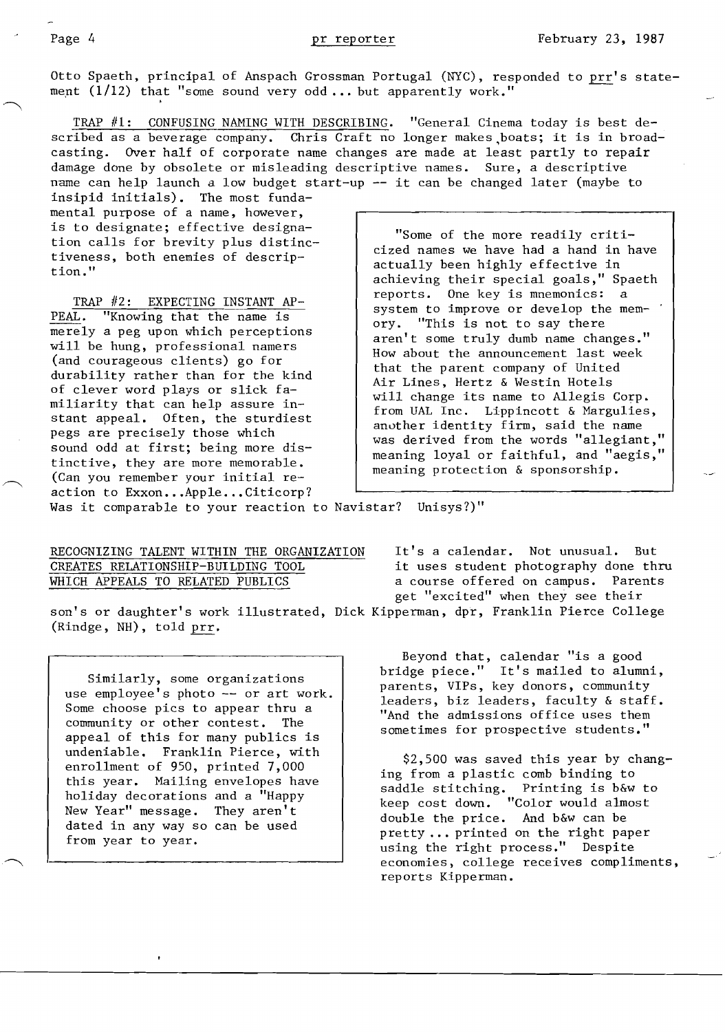Otto Spaeth, principal of Anspach Grossman Portugal (NYC), responded to prr's statement (1/12) that "some sound very odd ... but apparently work."

TRAP #1: CONFUSING NAMING WITH DESCRIBING. "General Cinema today is best described as a beverage company. Chris Craft no longer makes boats; it is in broadcasting. Over half of corporate name changes are made at least partly to repair damage done by obsolete or misleading descriptive names. Sure, a descriptive name can help launch a low budget start-up -- it can be changed later (maybe to insipid initials). The most fundamental purpose of a name, however, is to designate; effective designation calls for brevity plus distinctiveness, both enemies of description."

TRAP #2: EXPECTING INSTANT APPEAL. "Knowing that the name is merely a peg upon which perceptions will be hung, professional namers (and courageous clients) go for durability rather than for the kind of clever word plays or slick familiarity that can help assure instant appeal. Often, the sturdiest pegs are precisely those which sound odd at first; being more distinctive, they are more memorable. (Can you remember your initial reaction to Exxon...Apple...Citicorp? Was it comparable to your reaction to Navistar? Unisys?)"

> "Some of the more readily criticized names we have had a hand in have actually been highly effective in achieving their special goals," Spaeth reports. One key is mnemonics: a system to improve or develop the memory. "This is not to say there aren't some truly dumb name changes." How about the announcement last week that the parent company of United Air Lines, Hertz & Westin Hotels will change its name to Allegis Corp. from UAL Inc. Lippincott & Margulies, another identity firm, said the name was derived from the words "allegiant," meaning loyal or faithful, and "aegis," meaning protection & sponsorship.

## RECOGNIZING TALENT WITHIN THE ORGANIZATION CREATES RELATIONSHIP-BUILDING TOOL WHICH APPEALS TO RELATED PUBLICS

It's a calendar. Not unusual. But it uses student photography done thru a course offered on campus. Parents get "excited" when they see their son's or daughter's work illustrated, Dick Kipperman, dpr, Franklin Pierce College (Rindge, NH), told prr.

Beyond that, calendar "is a good bridge piece." It's mailed to alumni, parents, VIPs, key donors, community leaders, biz leaders, faculty & staff. "And the admissions office uses them sometimes for prospective students."

$2,500 was saved this year by changing from a plastic comb binding to saddle stitching. Printing is b&w to keep cost down. "Color would almost double the price. And b&w can be pretty ... printed on the right paper using the right process." Despite economies, college receives compliments, reports Kipperman.

> Similarly, some organizations use employee's photo -- or art work. Some choose pics to appear thru a community or other contest. The appeal of this for many publics is undeniable. Franklin Pierce, with enrollment of 950, printed 7,000 this year. Mailing envelopes have holiday decorations and a "Happy New Year" message. They aren't dated in any way so can be used from year to year.